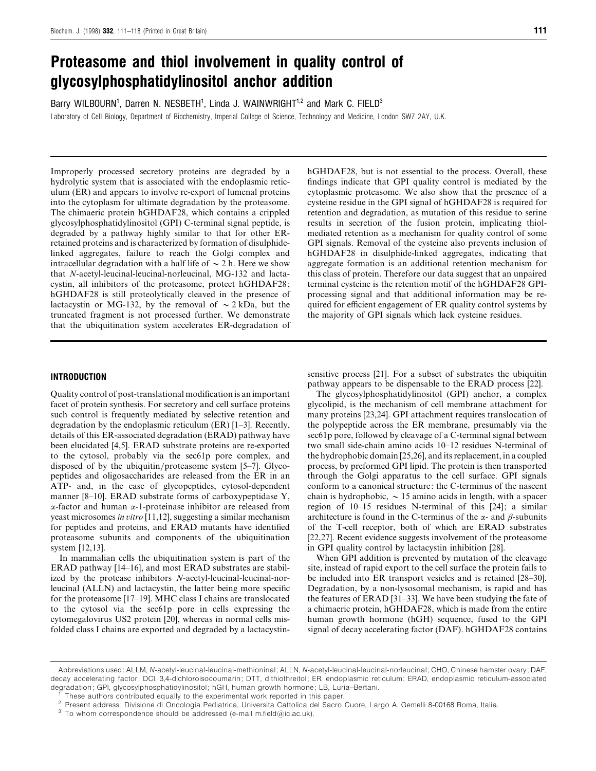# Proteasome and thiol involvement in quality control of glycosylphosphatidylinositol anchor addition

Barry WILBOURN[1], Darren N. NESBETH[1], Linda J. WAINWRIGHT[1,2] and Mark C. FIELD[3]

Laboratory of Cell Biology, Department of Biochemistry, Imperial College of Science, Technology and Medicine, London SW7 2AY, U.K.

Improperly processed secretory proteins are degraded by a hydrolytic system that is associated with the endoplasmic reticulum (ER) and appears to involve re-export of lumenal proteins into the cytoplasm for ultimate degradation by the proteasome. The chimaeric protein hGHDAF28, which contains a crippled glycosylphosphatidylinositol (GPI) C-terminal signal peptide, is degraded by a pathway highly similar to that for other ER-retained proteins and is characterized by formation of disulphide-linked aggregates, failure to reach the Golgi complex and intracellular degradation with a half life of ~ 2 h. Here we show that *N*-acetyl-leucinal-leucinal-norleucinal, MG-132 and lactacystin, all inhibitors of the proteasome, protect hGHDAF28; hGHDAF28 is still proteolytically cleaved in the presence of lactacystin or MG-132, by the removal of ~ 2 kDa, but the truncated fragment is not processed further. We demonstrate that the ubiquitination system accelerates ER-degradation of hGHDAF28, but is not essential to the process. Overall, these findings indicate that GPI quality control is mediated by the cytoplasmic proteasome. We also show that the presence of a cysteine residue in the GPI signal of hGHDAF28 is required for retention and degradation, as mutation of this residue to serine results in secretion of the fusion protein, implicating thiol-mediated retention as a mechanism for quality control of some GPI signals. Removal of the cysteine also prevents inclusion of hGHDAF28 in disulphide-linked aggregates, indicating that aggregate formation is an additional retention mechanism for this class of protein. Therefore our data suggest that an unpaired terminal cysteine is the retention motif of the hGHDAF28 GPI-processing signal and that additional information may be required for efficient engagement of ER quality control systems by the majority of GPI signals which lack cysteine residues.

## INTRODUCTION

Quality control of post-translational modification is an important facet of protein synthesis. For secretory and cell surface proteins such control is frequently mediated by selective retention and degradation by the endoplasmic reticulum (ER) [1–3]. Recently, details of this ER-associated degradation (ERAD) pathway have been elucidated [4,5]. ERAD substrate proteins are re-exported to the cytosol, probably via the sec61p pore complex, and disposed of by the ubiquitin/proteasome system [5–7]. Glycopeptides and oligosaccharides are released from the ER in an ATP- and, in the case of glycopeptides, cytosol-dependent manner [8–10]. ERAD substrate forms of carboxypeptidase Y, α-factor and human α-1-proteinase inhibitor are released from yeast microsomes *in vitro* [11,12], suggesting a similar mechanism for peptides and proteins, and ERAD mutants have identified proteasome subunits and components of the ubiquitination system [12,13].

In mammalian cells the ubiquitination system is part of the ERAD pathway [14–16], and most ERAD substrates are stabilized by the protease inhibitors *N*-acetyl-leucinal-leucinal-norleucinal (ALLN) and lactacystin, the latter being more specific for the proteasome [17–19]. MHC class I chains are translocated to the cytosol via the sec61p pore in cells expressing the cytomegalovirus US2 protein [20], whereas in normal cells misfolded class I chains are exported and degraded by a lactacystin-sensitive process [21]. For a subset of substrates the ubiquitin pathway appears to be dispensable to the ERAD process [22].

The glycosylphosphatidylinositol (GPI) anchor, a complex glycolipid, is the mechanism of cell membrane attachment for many proteins [23,24]. GPI attachment requires translocation of the polypeptide across the ER membrane, presumably via the sec61p pore, followed by cleavage of a C-terminal signal between two small side-chain amino acids 10–12 residues N-terminal of the hydrophobic domain [25,26], and its replacement, in a coupled process, by preformed GPI lipid. The protein is then transported through the Golgi apparatus to the cell surface. GPI signals conform to a canonical structure: the C-terminus of the nascent chain is hydrophobic, ~ 15 amino acids in length, with a spacer region of 10–15 residues N-terminal of this [24]; a similar architecture is found in the C-terminus of the α- and β-subunits of the T-cell receptor, both of which are ERAD substrates [22,27]. Recent evidence suggests involvement of the proteasome in GPI quality control by lactacystin inhibition [28].

When GPI addition is prevented by mutation of the cleavage site, instead of rapid export to the cell surface the protein fails to be included into ER transport vesicles and is retained [28–30]. Degradation, by a non-lysosomal mechanism, is rapid and has the features of ERAD [31–33]. We have been studying the fate of a chimaeric protein, hGHDAF28, which is made from the entire human growth hormone (hGH) sequence, fused to the GPI signal of decay accelerating factor (DAF). hGHDAF28 contains

---

Abbreviations used: ALLM, *N*-acetyl-leucinal-leucinal-methioninal; ALLN, *N*-acetyl-leucinal-leucinal-norleucinal; CHO, Chinese hamster ovary; DAF, decay accelerating factor; DCI, 3,4-dichloroisocoumarin; DTT, dithiothreitol; ER, endoplasmic reticulum; ERAD, endoplasmic reticulum-associated degradation; GPI, glycosylphosphatidylinositol; hGH, human growth hormone; LB, Luria–Bertani.

[1] These authors contributed equally to the experimental work reported in this paper.

[2] Present address: Divisione di Oncologia Pediatrica, Universita Cattolica del Sacro Cuore, Largo A. Gemelli 8-00168 Roma, Italia.

[3] To whom correspondence should be addressed (e-mail m.field@ic.ac.uk).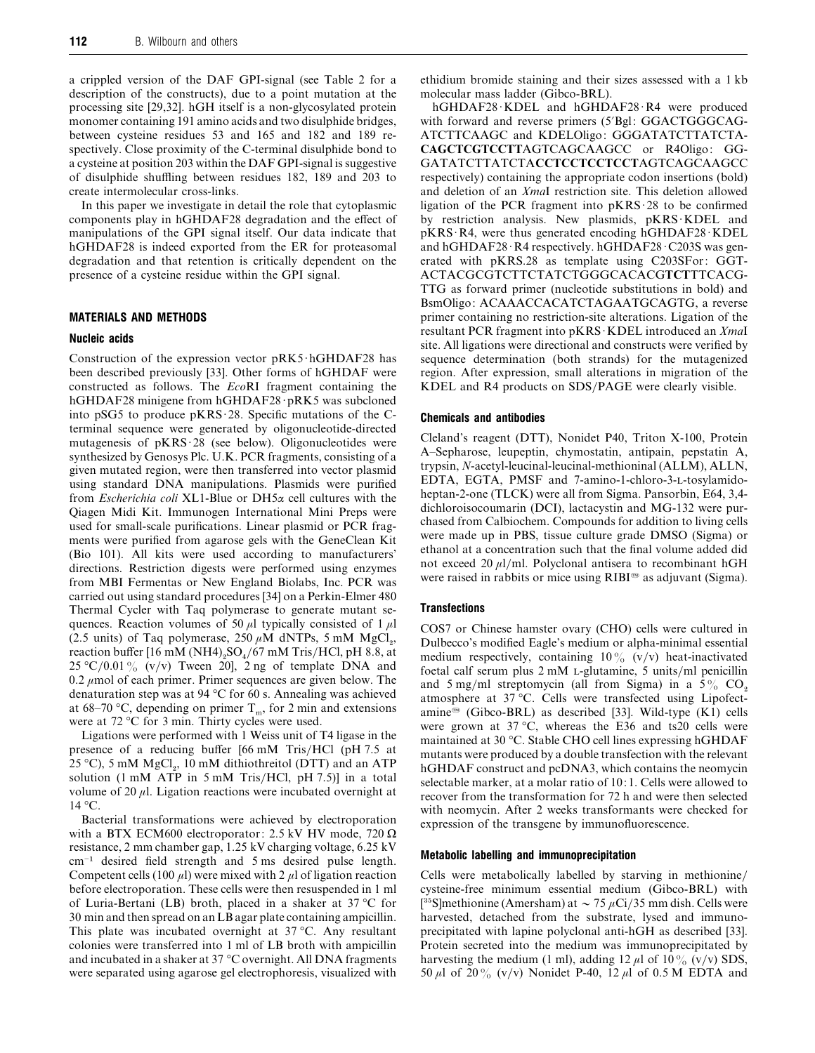a crippled version of the DAF GPI-signal (see Table 2 for a description of the constructs), due to a point mutation at the processing site [29,32]. hGH itself is a non-glycosylated protein monomer containing 191 amino acids and two disulphide bridges, between cysteine residues 53 and 165 and 182 and 189 respectively. Close proximity of the C-terminal disulphide bond to a cysteine at position 203 within the DAF GPI-signal is suggestive of disulphide shuffling between residues 182, 189 and 203 to create intermolecular cross-links.

In this paper we investigate in detail the role that cytoplasmic components play in hGHDAF28 degradation and the effect of manipulations of the GPI signal itself. Our data indicate that hGHDAF28 is indeed exported from the ER for proteasomal degradation and that retention is critically dependent on the presence of a cysteine residue within the GPI signal.

## MATERIALS AND METHODS

### Nucleic acids

Construction of the expression vector pRK5·hGHDAF28 has been described previously [33]. Other forms of hGHDAF were constructed as follows. The *Eco*RI fragment containing the hGHDAF28 minigene from hGHDAF28·pRK5 was subcloned into pSG5 to produce pKRS·28. Specific mutations of the C-terminal sequence were generated by oligonucleotide-directed mutagenesis of pKRS·28 (see below). Oligonucleotides were synthesized by Genosys Plc. U.K. PCR fragments, consisting of a given mutated region, were then transferred into vector plasmid using standard DNA manipulations. Plasmids were purified from *Escherichia coli* XL1-Blue or DH5$\alpha$ cell cultures with the Qiagen Midi Kit. Immunogen International Mini Preps were used for small-scale purifications. Linear plasmid or PCR fragments were purified from agarose gels with the GeneClean Kit (Bio 101). All kits were used according to manufacturers' directions. Restriction digests were performed using enzymes from MBI Fermentas or New England Biolabs, Inc. PCR was carried out using standard procedures [34] on a Perkin-Elmer 480 Thermal Cycler with Taq polymerase to generate mutant sequences. Reaction volumes of 50 $\mu$l typically consisted of 1 $\mu$l (2.5 units) of Taq polymerase, 250 $\mu$M dNTPs, 5 mM $MgCl_2$, reaction buffer [16 mM $(NH4)_2SO_4$/67 mM Tris/HCl, pH 8.8, at 25 °C/0.01 % (v/v) Tween 20], 2 ng of template DNA and 0.2 $\mu$mol of each primer. Primer sequences are given below. The denaturation step was at 94 °C for 60 s. Annealing was achieved at 68–70 °C, depending on primer $T_m$, for 2 min and extensions were at 72 °C for 3 min. Thirty cycles were used.

Ligations were performed with 1 Weiss unit of T4 ligase in the presence of a reducing buffer [66 mM Tris/HCl (pH 7.5 at 25 °C), 5 mM $MgCl_2$, 10 mM dithiothreitol (DTT) and an ATP solution (1 mM ATP in 5 mM Tris/HCl, pH 7.5)] in a total volume of 20 $\mu$l. Ligation reactions were incubated overnight at 14 °C.

Bacterial transformations were achieved by electroporation with a BTX ECM600 electroporator: 2.5 kV HV mode, 720 $\Omega$ resistance, 2 mm chamber gap, 1.25 kV charging voltage, 6.25 kV $cm^{-1}$ desired field strength and 5 ms desired pulse length. Competent cells (100 $\mu$l) were mixed with 2 $\mu$l of ligation reaction before electroporation. These cells were then resuspended in 1 ml of Luria-Bertani (LB) broth, placed in a shaker at 37 °C for 30 min and then spread on an LB agar plate containing ampicillin. This plate was incubated overnight at 37 °C. Any resultant colonies were transferred into 1 ml of LB broth with ampicillin and incubated in a shaker at 37 °C overnight. All DNA fragments were separated using agarose gel electrophoresis, visualized with ethidium bromide staining and their sizes assessed with a 1 kb molecular mass ladder (Gibco-BRL).

hGHDAF28·KDEL and hGHDAF28·R4 were produced with forward and reverse primers (5′Bgl: GGACTGGGCAG-ATCTTCAAGC and KDELOligo: GGGATATCTTATCTA-**CAGCTCGTCCTT**AGTCAGCAAGCC or R4Oligo: GG-GATATCTTATCTA**CCTCCTCCTCCT**AGTCAGCAAGCC respectively) containing the appropriate codon insertions (bold) and deletion of an *Xma*I restriction site. This deletion allowed ligation of the PCR fragment into pKRS·28 to be confirmed by restriction analysis. New plasmids, pKRS·KDEL and pKRS·R4, were thus generated encoding hGHDAF28·KDEL and hGHDAF28·R4 respectively. hGHDAF28·C203S was generated with pKRS.28 as template using C203SFor: GGT-ACTACGCGTCTTCTATCTGGGCACACG**TCT**TTCACG-TTG as forward primer (nucleotide substitutions in bold) and BsmOligo: ACAAACCACATCTAGAATGCAGTG, a reverse primer containing no restriction-site alterations. Ligation of the resultant PCR fragment into pKRS·KDEL introduced an *Xma*I site. All ligations were directional and constructs were verified by sequence determination (both strands) for the mutagenized region. After expression, small alterations in migration of the KDEL and R4 products on SDS/PAGE were clearly visible.

### Chemicals and antibodies

Cleland's reagent (DTT), Nonidet P40, Triton X-100, Protein A–Sepharose, leupeptin, chymostatin, antipain, pepstatin A, trypsin, *N*-acetyl-leucinal-leucinal-methioninal (ALLM), ALLN, EDTA, EGTA, PMSF and 7-amino-1-chloro-3-L-tosylamido-heptan-2-one (TLCK) were all from Sigma. Pansorbin, E64, 3,4-dichloroisocoumarin (DCI), lactacystin and MG-132 were purchased from Calbiochem. Compounds for addition to living cells were made up in PBS, tissue culture grade DMSO (Sigma) or ethanol at a concentration such that the final volume added did not exceed 20 $\mu$l/ml. Polyclonal antisera to recombinant hGH were raised in rabbits or mice using RIBI® as adjuvant (Sigma).

### Transfections

COS7 or Chinese hamster ovary (CHO) cells were cultured in Dulbecco's modified Eagle's medium or alpha-minimal essential medium respectively, containing 10 % (v/v) heat-inactivated foetal calf serum plus 2 mM L-glutamine, 5 units/ml penicillin and 5 mg/ml streptomycin (all from Sigma) in a 5 % $CO_2$ atmosphere at 37 °C. Cells were transfected using Lipofectamine® (Gibco-BRL) as described [33]. Wild-type (K1) cells were grown at 37 °C, whereas the E36 and ts20 cells were maintained at 30 °C. Stable CHO cell lines expressing hGHDAF mutants were produced by a double transfection with the relevant hGHDAF construct and pcDNA3, which contains the neomycin selectable marker, at a molar ratio of 10:1. Cells were allowed to recover from the transformation for 72 h and were then selected with neomycin. After 2 weeks transformants were checked for expression of the transgene by immunofluorescence.

### Metabolic labelling and immunoprecipitation

Cells were metabolically labelled by starving in methionine/cysteine-free minimum essential medium (Gibco-BRL) with [$^{35}$S]methionine (Amersham) at ~ 75 $\mu$Ci/35 mm dish. Cells were harvested, detached from the substrate, lysed and immunoprecipitated with lapine polyclonal anti-hGH as described [33]. Protein secreted into the medium was immunoprecipitated by harvesting the medium (1 ml), adding 12 $\mu$l of 10 % (v/v) SDS, 50 $\mu$l of 20 % (v/v) Nonidet P-40, 12 $\mu$l of 0.5 M EDTA and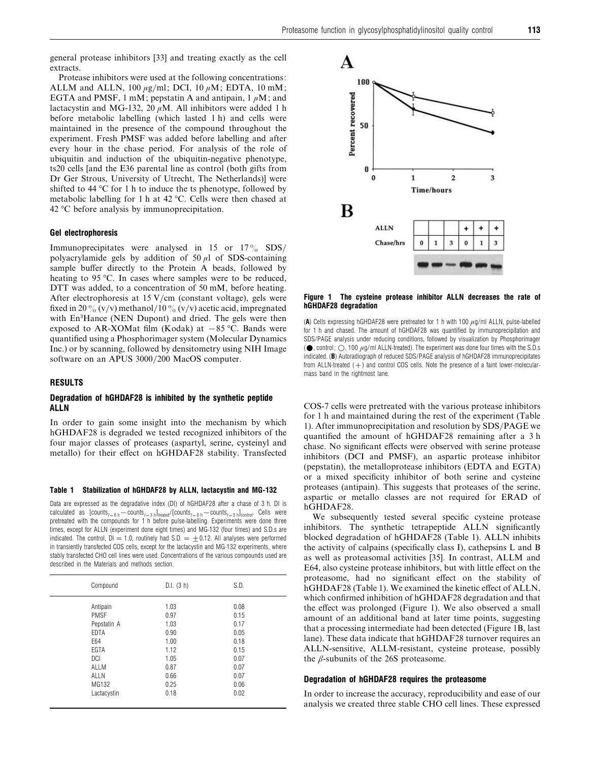general protease inhibitors [33] and treating exactly as the cell extracts.

Protease inhibitors were used at the following concentrations: ALLM and ALLN, 100 $\mu$g/ml; DCI, 10 $\mu$M; EDTA, 10 mM; EGTA and PMSF, 1 mM; pepstatin A and antipain, 1 $\mu$M; and lactacystin and MG-132, 20 $\mu$M. All inhibitors were added 1 h before metabolic labelling (which lasted 1 h) and cells were maintained in the presence of the compound throughout the experiment. Fresh PMSF was added before labelling and after every hour in the chase period. For analysis of the role of ubiquitin and induction of the ubiquitin-negative phenotype, ts20 cells [and the E36 parental line as control (both gifts from Dr Ger Strous, University of Utrecht, The Netherlands)] were shifted to 44 °C for 1 h to induce the ts phenotype, followed by metabolic labelling for 1 h at 42 °C. Cells were then chased at 42 °C before analysis by immunoprecipitation.

### Gel electrophoresis

Immunoprecipitates were analysed in 15 or 17% SDS/polyacrylamide gels by addition of 50 $\mu$l of SDS-containing sample buffer directly to the Protein A beads, followed by heating to 95 °C. In cases where samples were to be reduced, DTT was added, to a concentration of 50 mM, before heating. After electrophoresis at 15 V/cm (constant voltage), gels were fixed in 20% (v/v) methanol/10% (v/v) acetic acid, impregnated with En$^3$Hance (NEN Dupont) and dried. The gels were then exposed to AR-XOMat film (Kodak) at −85 °C. Bands were quantified using a Phosphorimager system (Molecular Dynamics Inc.) or by scanning, followed by densitometry using NIH Image software on an APUS 3000/200 MacOS computer.

## RESULTS

### Degradation of hGHDAF28 is inhibited by the synthetic peptide ALLN

In order to gain some insight into the mechanism by which hGHDAF28 is degraded we tested recognized inhibitors of the four major classes of proteases (aspartyl, serine, cysteinyl and metallo) for their effect on hGHDAF28 stability. Transfected COS-7 cells were pretreated with the various protease inhibitors for 1 h and maintained during the rest of the experiment (Table 1). After immunoprecipitation and resolution by SDS/PAGE we quantified the amount of hGHDAF28 remaining after a 3 h chase. No significant effects were observed with serine protease inhibitors (DCI and PMSF), an aspartic protease inhibitor (pepstatin), the metalloprotease inhibitors (EDTA and EGTA) or a mixed specificity inhibitor of both serine and cysteine proteases (antipain). This suggests that proteases of the serine, aspartic or metallo classes are not required for ERAD of hGHDAF28.

**Table 1 Stabilization of hGHDAF28 by ALLN, lactacystin and MG-132**

Data are expressed as the degradative index (DI) of hGHDAF28 after a chase of 3 h. DI is calculated as $[\text{counts}_{t=0\,\text{h}} - \text{counts}_{t=3\,\text{h}}]_{\text{treated}}/[\text{counts}_{t=0\,\text{h}} - \text{counts}_{t=3\,\text{h}}]_{\text{control}}$. Cells were pretreated with the compounds for 1 h before pulse-labelling. Experiments were done three times, except for ALLN (experiment done eight times) and MG-132 (four times) and S.D.s are indicated. The control, DI = 1.0, routinely had S.D. = ±0.12. All analyses were performed in transiently transfected COS cells, except for the lactacystin and MG-132 experiments, where stably transfected CHO cell lines were used. Concentrations of the various compounds used are described in the Materials and methods section.

| Compound | D.I. (3 h) | S.D. |
|---|---|---|
| Antipain | 1.03 | 0.08 |
| PMSF | 0.97 | 0.15 |
| Pepstatin A | 1.03 | 0.17 |
| EDTA | 0.90 | 0.05 |
| E64 | 1.00 | 0.18 |
| EGTA | 1.12 | 0.15 |
| DCI | 1.05 | 0.07 |
| ALLM | 0.87 | 0.07 |
| ALLN | 0.66 | 0.07 |
| MG132 | 0.25 | 0.06 |
| Lactacystin | 0.18 | 0.02 |

We subsequently tested several specific cysteine protease inhibitors. The synthetic tetrapeptide ALLN significantly blocked degradation of hGHDAF28 (Table 1). ALLN inhibits the activity of calpains (specifically class I), cathepsins L and B as well as proteasomal activities [35]. In contrast, ALLM and E64, also cysteine protease inhibitors, but with little effect on the proteasome, had no significant effect on the stability of hGHDAF28 (Table 1). We examined the kinetic effect of ALLN, which confirmed inhibition of hGHDAF28 degradation and that the effect was prolonged (Figure 1). We also observed a small amount of an additional band at later time points, suggesting that a processing intermediate had been detected (Figure 1B, last lane). These data indicate that hGHDAF28 turnover requires an ALLN-sensitive, ALLM-resistant, cysteine protease, possibly the $\beta$-subunits of the 26S proteasome.

**Figure 1 The cysteine protease inhibitor ALLN decreases the rate of hGHDAF28 degradation**

(**A**) Cells expressing hGHDAF28 were pretreated for 1 h with 100 $\mu$g/ml ALLN, pulse-labelled for 1 h and chased. The amount of hGHDAF28 was quantified by immunoprecipitation and SDS/PAGE analysis under reducing conditions, followed by visualization by Phosphorimager (●, control; ○, 100 $\mu$g/ml ALLN-treated). The experiment was done four times with the S.D.s indicated. (**B**) Autoradiograph of reduced SDS/PAGE analysis of hGHDAF28 immunoprecipitates from ALLN-treated (+) and control COS cells. Note the presence of a faint lower-molecular-mass band in the rightmost lane.

### Degradation of hGHDAF28 requires the proteasome

In order to increase the accuracy, reproducibility and ease of our analysis we created three stable CHO cell lines. These expressed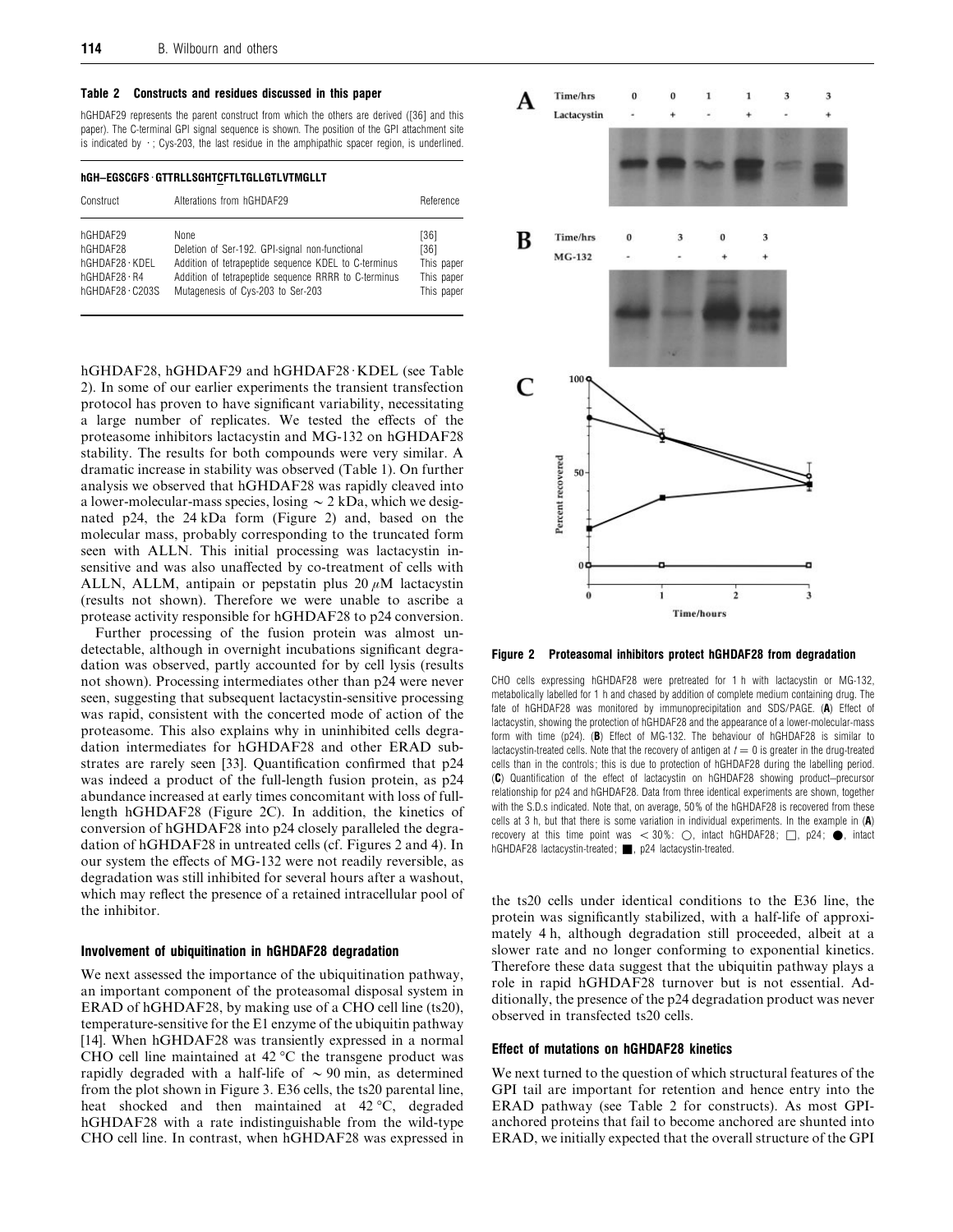**Table 2 Constructs and residues discussed in this paper**

hGHDAF29 represents the parent construct from which the others are derived ([36] and this paper). The C-terminal GPI signal sequence is shown. The position of the GPI attachment site is indicated by ·; Cys-203, the last residue in the amphipathic spacer region, is underlined.

**hGH–EGSCGFS · GTTRLLSGHTCFTLTGLLGTLVTMGLLT**

| Construct | Alterations from hGHDAF29 | Reference |
|---|---|---|
| hGHDAF29 | None | [36] |
| hGHDAF28 | Deletion of Ser-192. GPI-signal non-functional | [36] |
| hGHDAF28 · KDEL | Addition of tetrapeptide sequence KDEL to C-terminus | This paper |
| hGHDAF28 · R4 | Addition of tetrapeptide sequence RRRR to C-terminus | This paper |
| hGHDAF28 · C203S | Mutagenesis of Cys-203 to Ser-203 | This paper |

hGHDAF28, hGHDAF29 and hGHDAF28 · KDEL (see Table 2). In some of our earlier experiments the transient transfection protocol has proven to have significant variability, necessitating a large number of replicates. We tested the effects of the proteasome inhibitors lactacystin and MG-132 on hGHDAF28 stability. The results for both compounds were very similar. A dramatic increase in stability was observed (Table 1). On further analysis we observed that hGHDAF28 was rapidly cleaved into a lower-molecular-mass species, losing ~ 2 kDa, which we designated p24, the 24 kDa form (Figure 2) and, based on the molecular mass, probably corresponding to the truncated form seen with ALLN. This initial processing was lactacystin insensitive and was also unaffected by co-treatment of cells with ALLN, ALLM, antipain or pepstatin plus 20 $\mu$M lactacystin (results not shown). Therefore we were unable to ascribe a protease activity responsible for hGHDAF28 to p24 conversion.

Further processing of the fusion protein was almost undetectable, although in overnight incubations significant degradation was observed, partly accounted for by cell lysis (results not shown). Processing intermediates other than p24 were never seen, suggesting that subsequent lactacystin-sensitive processing was rapid, consistent with the concerted mode of action of the proteasome. This also explains why in uninhibited cells degradation intermediates for hGHDAF28 and other ERAD substrates are rarely seen [33]. Quantification confirmed that p24 was indeed a product of the full-length fusion protein, as p24 abundance increased at early times concomitant with loss of full-length hGHDAF28 (Figure 2C). In addition, the kinetics of conversion of hGHDAF28 into p24 closely paralleled the degradation of hGHDAF28 in untreated cells (cf. Figures 2 and 4). In our system the effects of MG-132 were not readily reversible, as degradation was still inhibited for several hours after a washout, which may reflect the presence of a retained intracellular pool of the inhibitor.

**Figure 2 Proteasomal inhibitors protect hGHDAF28 from degradation**

CHO cells expressing hGHDAF28 were pretreated for 1 h with lactacystin or MG-132, metabolically labelled for 1 h and chased by addition of complete medium containing drug. The fate of hGHDAF28 was monitored by immunoprecipitation and SDS/PAGE. (**A**) Effect of lactacystin, showing the protection of hGHDAF28 and the appearance of a lower-molecular-mass form with time (p24). (**B**) Effect of MG-132. The behaviour of hGHDAF28 is similar to lactacystin-treated cells. Note that the recovery of antigen at $t = 0$ is greater in the drug-treated cells than in the controls; this is due to protection of hGHDAF28 during the labelling period. (**C**) Quantification of the effect of lactacystin on hGHDAF28 showing product–precursor relationship for p24 and hGHDAF28. Data from three identical experiments are shown, together with the S.D.s indicated. Note that, on average, 50% of the hGHDAF28 is recovered from these cells at 3 h, but that there is some variation in individual experiments. In the example in (**A**) recovery at this time point was < 30%: ○, intact hGHDAF28; □, p24; ●, intact hGHDAF28 lactacystin-treated; ■, p24 lactacystin-treated.

### Involvement of ubiquitination in hGHDAF28 degradation

We next assessed the importance of the ubiquitination pathway, an important component of the proteasomal disposal system in ERAD of hGHDAF28, by making use of a CHO cell line (ts20), temperature-sensitive for the E1 enzyme of the ubiquitin pathway [14]. When hGHDAF28 was transiently expressed in a normal CHO cell line maintained at 42 °C the transgene product was rapidly degraded with a half-life of ~ 90 min, as determined from the plot shown in Figure 3. E36 cells, the ts20 parental line, heat shocked and then maintained at 42 °C, degraded hGHDAF28 with a rate indistinguishable from the wild-type CHO cell line. In contrast, when hGHDAF28 was expressed in the ts20 cells under identical conditions to the E36 line, the protein was significantly stabilized, with a half-life of approximately 4 h, although degradation still proceeded, albeit at a slower rate and no longer conforming to exponential kinetics. Therefore these data suggest that the ubiquitin pathway plays a role in rapid hGHDAF28 turnover but is not essential. Additionally, the presence of the p24 degradation product was never observed in transfected ts20 cells.

### Effect of mutations on hGHDAF28 kinetics

We next turned to the question of which structural features of the GPI tail are important for retention and hence entry into the ERAD pathway (see Table 2 for constructs). As most GPI-anchored proteins that fail to become anchored are shunted into ERAD, we initially expected that the overall structure of the GPI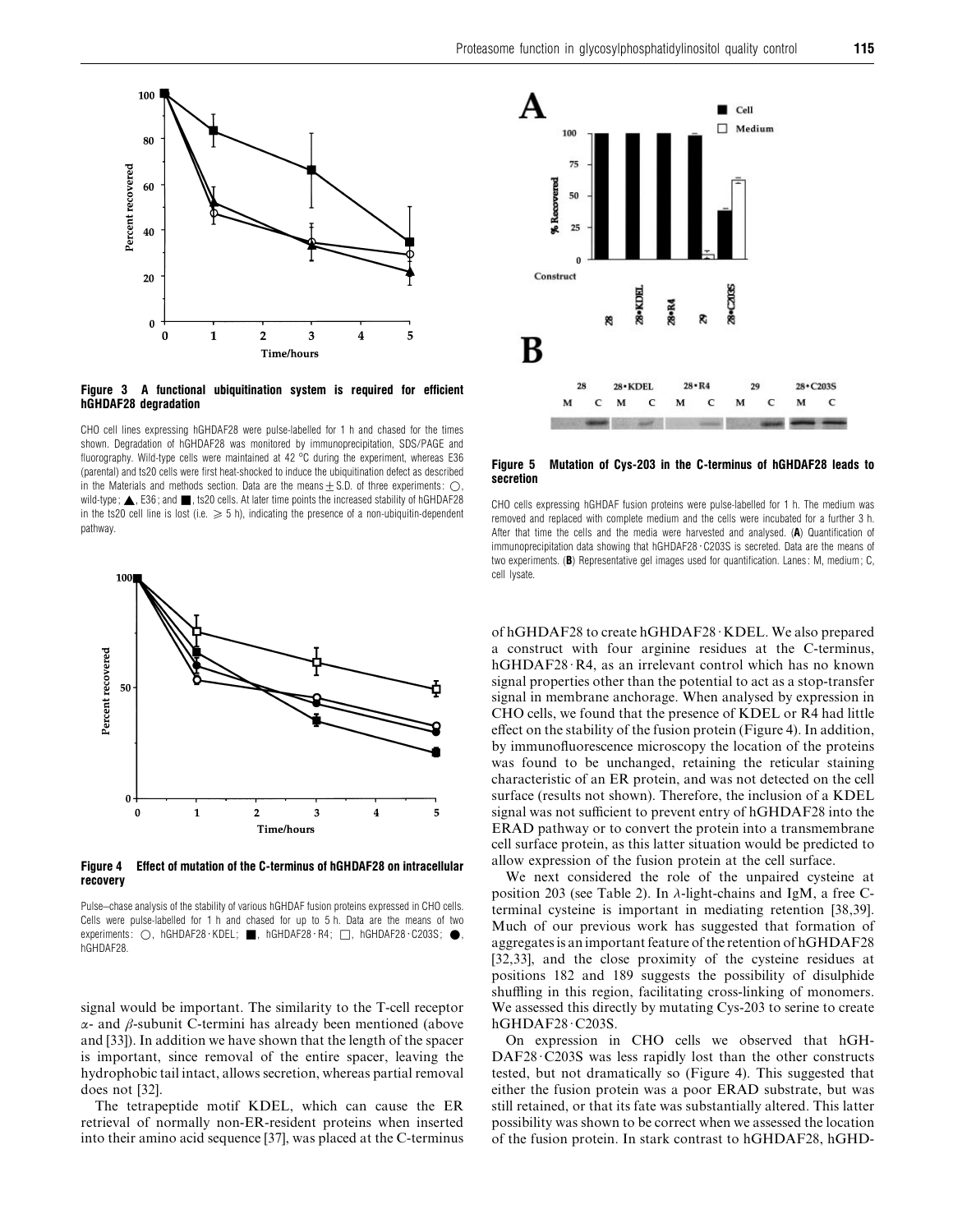**Figure 3 A functional ubiquitination system is required for efficient hGHDAF28 degradation**

CHO cell lines expressing hGHDAF28 were pulse-labelled for 1 h and chased for the times shown. Degradation of hGHDAF28 was monitored by immunoprecipitation, SDS/PAGE and fluorography. Wild-type cells were maintained at 42 °C during the experiment, whereas E36 (parental) and ts20 cells were first heat-shocked to induce the ubiquitination defect as described in the Materials and methods section. Data are the means ± S.D. of three experiments: ○, wild-type; ▲, E36; and ■, ts20 cells. At later time points the increased stability of hGHDAF28 in the ts20 cell line is lost (i.e. ≥ 5 h), indicating the presence of a non-ubiquitin-dependent pathway.

**Figure 4 Effect of mutation of the C-terminus of hGHDAF28 on intracellular recovery**

Pulse–chase analysis of the stability of various hGHDAF fusion proteins expressed in CHO cells. Cells were pulse-labelled for 1 h and chased for up to 5 h. Data are the means of two experiments: ○, hGHDAF28·KDEL; ■, hGHDAF28·R4; □, hGHDAF28·C203S; ●, hGHDAF28.

signal would be important. The similarity to the T-cell receptor $\alpha$- and $\beta$-subunit C-termini has already been mentioned (above and [33]). In addition we have shown that the length of the spacer is important, since removal of the entire spacer, leaving the hydrophobic tail intact, allows secretion, whereas partial removal does not [32].

The tetrapeptide motif KDEL, which can cause the ER retrieval of normally non-ER-resident proteins when inserted into their amino acid sequence [37], was placed at the C-terminus of hGHDAF28 to create hGHDAF28·KDEL. We also prepared a construct with four arginine residues at the C-terminus, hGHDAF28·R4, as an irrelevant control which has no known signal properties other than the potential to act as a stop-transfer signal in membrane anchorage. When analysed by expression in CHO cells, we found that the presence of KDEL or R4 had little effect on the stability of the fusion protein (Figure 4). In addition, by immunofluorescence microscopy the location of the proteins was found to be unchanged, retaining the reticular staining characteristic of an ER protein, and was not detected on the cell surface (results not shown). Therefore, the inclusion of a KDEL signal was not sufficient to prevent entry of hGHDAF28 into the ERAD pathway or to convert the protein into a transmembrane cell surface protein, as this latter situation would be predicted to allow expression of the fusion protein at the cell surface.

We next considered the role of the unpaired cysteine at position 203 (see Table 2). In $\lambda$-light-chains and IgM, a free C-terminal cysteine is important in mediating retention [38,39]. Much of our previous work has suggested that formation of aggregates is an important feature of the retention of hGHDAF28 [32,33], and the close proximity of the cysteine residues at positions 182 and 189 suggests the possibility of disulphide shuffling in this region, facilitating cross-linking of monomers. We assessed this directly by mutating Cys-203 to serine to create hGHDAF28·C203S.

On expression in CHO cells we observed that hGHDAF28·C203S was less rapidly lost than the other constructs tested, but not dramatically so (Figure 4). This suggested that either the fusion protein was a poor ERAD substrate, but was still retained, or that its fate was substantially altered. This latter possibility was shown to be correct when we assessed the location of the fusion protein. In stark contrast to hGHDAF28, hGHD-

**Figure 5 Mutation of Cys-203 in the C-terminus of hGHDAF28 leads to secretion**

CHO cells expressing hGHDAF fusion proteins were pulse-labelled for 1 h. The medium was removed and replaced with complete medium and the cells were incubated for a further 3 h. After that time the cells and the media were harvested and analysed. (**A**) Quantification of immunoprecipitation data showing that hGHDAF28·C203S is secreted. Data are the means of two experiments. (**B**) Representative gel images used for quantification. Lanes: M, medium; C, cell lysate.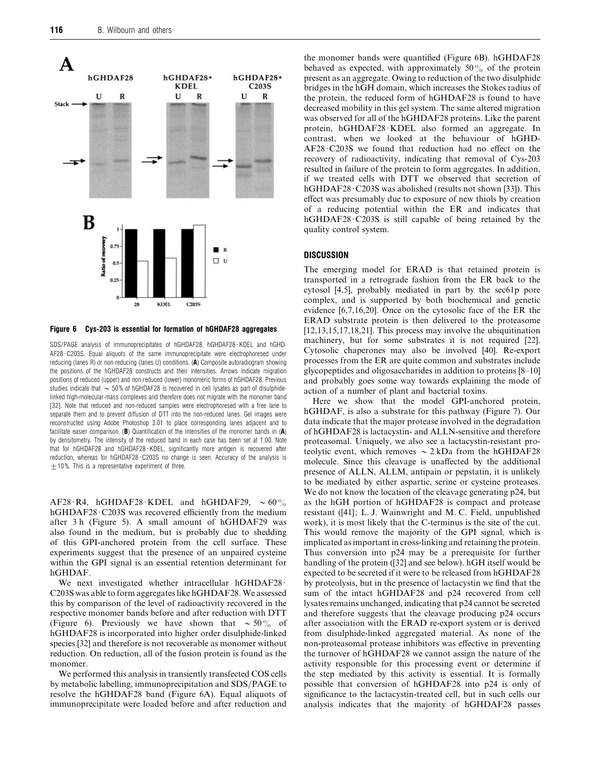**Figure 6 Cys-203 is essential for formation of hGHDAF28 aggregates**

SDS/PAGE analysis of immunoprecipitates of hGHDAF28, hGHDAF28·KDEL and hGHDAF28·C203S. Equal aliquots of the same immunoprecipitate were electrophoresed under reducing (lanes R) or non-reducing (lanes U) conditions. (**A**) Composite autoradiogram showing the positions of the hGHDAF28 constructs and their intensities. Arrows indicate migration positions of reduced (upper) and non-reduced (lower) monomeric forms of hGHDAF28. Previous studies indicate that ~ 50% of hGHDAF28 is recovered in cell lysates as part of disulphide-linked high-molecular-mass complexes and therefore does not migrate with the monomer band [32]. Note that reduced and non-reduced samples were electrophoresed with a free lane to separate them and to prevent diffusion of DTT into the non-reduced lanes. Gel images were reconstructed using Adobe Photoshop 3.01 to place corresponding lanes adjacent and to facilitate easier comparison. (**B**) Quantification of the intensities of the monomer bands in (**A**) by densitometry. The intensity of the reduced band in each case has been set at 1.00. Note that for hGHDAF28 and hGHDAF28·KDEL, significantly more antigen is recovered after reduction, whereas for hGHDAF28·C203S no change is seen. Accuracy of the analysis is ±10%. This is a representative experiment of three.

AF28·R4, hGHDAF28·KDEL and hGHDAF29, ~ 60% hGHDAF28·C203S was recovered efficiently from the medium after 3 h (Figure 5). A small amount of hGHDAF29 was also found in the medium, but is probably due to shedding of this GPI-anchored protein from the cell surface. These experiments suggest that the presence of an unpaired cysteine within the GPI signal is an essential retention determinant for hGHDAF.

We next investigated whether intracellular hGHDAF28·C203S was able to form aggregates like hGHDAF28. We assessed this by comparison of the level of radioactivity recovered in the respective monomer bands before and after reduction with DTT (Figure 6). Previously we have shown that ~ 50% of hGHDAF28 is incorporated into higher order disulphide-linked species [32] and therefore is not recoverable as monomer without reduction. On reduction, all of the fusion protein is found as the monomer.

We performed this analysis in transiently transfected COS cells by metabolic labelling, immunoprecipitation and SDS/PAGE to resolve the hGHDAF28 band (Figure 6A). Equal aliquots of immunoprecipitate were loaded before and after reduction and the monomer bands were quantified (Figure 6B). hGHDAF28 behaved as expected, with approximately 50% of the protein present as an aggregate. Owing to reduction of the two disulphide bridges in the hGH domain, which increases the Stokes radius of the protein, the reduced form of hGHDAF28 is found to have decreased mobility in this gel system. The same altered migration was observed for all of the hGHDAF28 proteins. Like the parent protein, hGHDAF28·KDEL also formed an aggregate. In contrast, when we looked at the behaviour of hGHDAF28·C203S we found that reduction had no effect on the recovery of radioactivity, indicating that removal of Cys-203 resulted in failure of the protein to form aggregates. In addition, if we treated cells with DTT we observed that secretion of hGHDAF28·C203S was abolished (results not shown [33]). This effect was presumably due to exposure of new thiols by creation of a reducing potential within the ER and indicates that hGHDAF28·C203S is still capable of being retained by the quality control system.

## DISCUSSION

The emerging model for ERAD is that retained protein is transported in a retrograde fashion from the ER back to the cytosol [4,5], probably mediated in part by the sec61p pore complex, and is supported by both biochemical and genetic evidence [6,7,16,20]. Once on the cytosolic face of the ER the ERAD substrate protein is then delivered to the proteasome [12,13,15,17,18,21]. This process may involve the ubiquitination machinery, but for some substrates it is not required [22]. Cytosolic chaperones may also be involved [40]. Re-export processes from the ER are quite common and substrates include glycopeptides and oligosaccharides in addition to proteins [8–10] and probably goes some way towards explaining the mode of action of a number of plant and bacterial toxins.

Here we show that the model GPI-anchored protein, hGHDAF, is also a substrate for this pathway (Figure 7). Our data indicate that the major protease involved in the degradation of hGHDAF28 is lactacystin- and ALLN-sensitive and therefore proteasomal. Uniquely, we also see a lactacystin-resistant proteolytic event, which removes ~ 2 kDa from the hGHDAF28 molecule. Since this cleavage is unaffected by the additional presence of ALLN, ALLM, antipain or pepstatin, it is unlikely to be mediated by either aspartic, serine or cysteine proteases. We do not know the location of the cleavage generating p24, but as the hGH portion of hGHDAF28 is compact and protease resistant ([41]; L. J. Wainwright and M. C. Field, unpublished work), it is most likely that the C-terminus is the site of the cut. This would remove the majority of the GPI signal, which is implicated as important in cross-linking and retaining the protein. Thus conversion into p24 may be a prerequisite for further handling of the protein ([32] and see below). hGH itself would be expected to be secreted if it were to be released from hGHDAF28 by proteolysis, but in the presence of lactacystin we find that the sum of the intact hGHDAF28 and p24 recovered from cell lysates remains unchanged, indicating that p24 cannot be secreted and therefore suggests that the cleavage producing p24 occurs after association with the ERAD re-export system or is derived from disulphide-linked aggregated material. As none of the non-proteasomal protease inhibitors was effective in preventing the turnover of hGHDAF28 we cannot assign the nature of the activity responsible for this processing event or determine if the step mediated by this activity is essential. It is formally possible that conversion of hGHDAF28 into p24 is only of significance to the lactacystin-treated cell, but in such cells our analysis indicates that the majority of hGHDAF28 passes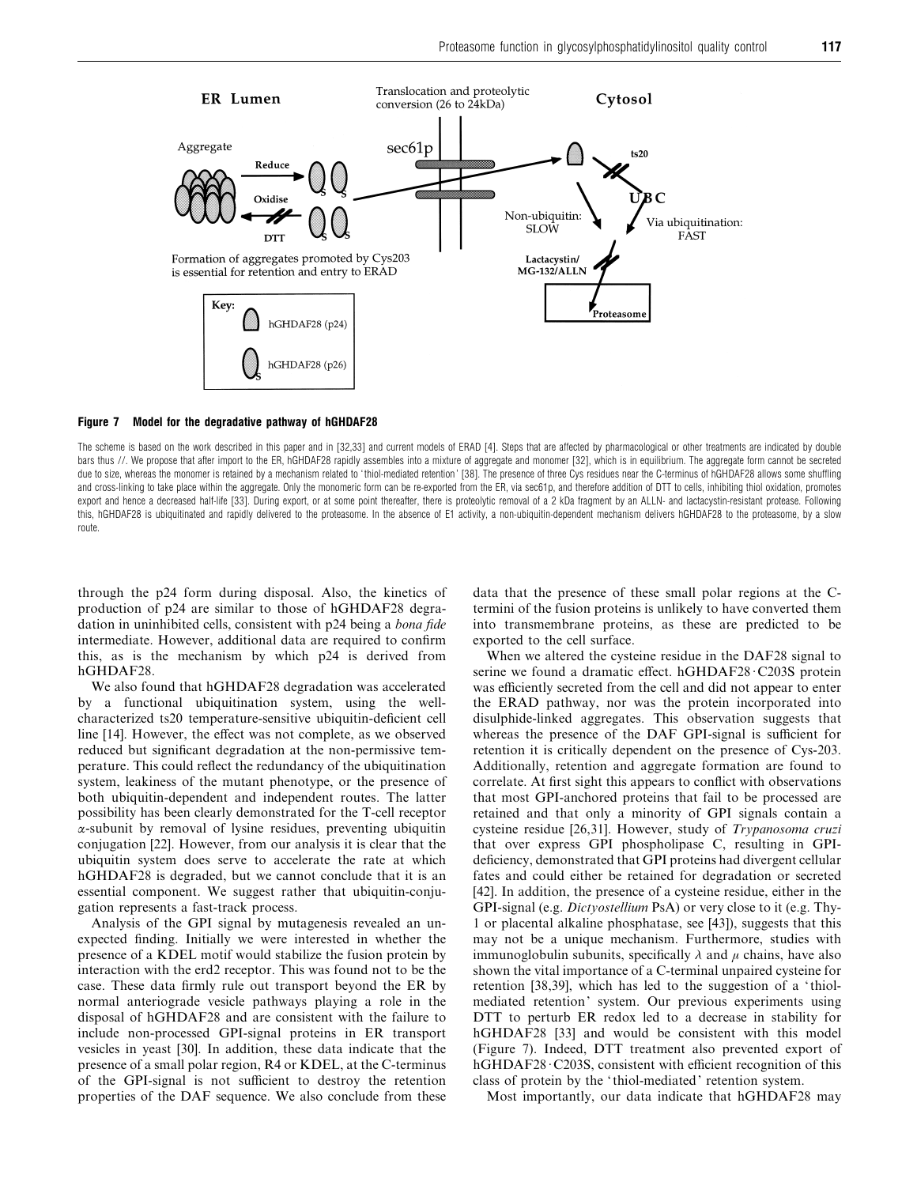**Figure 7 Model for the degradative pathway of hGHDAF28**

The scheme is based on the work described in this paper and in [32,33] and current models of ERAD [4]. Steps that are affected by pharmacological or other treatments are indicated by double bars thus //. We propose that after import to the ER, hGHDAF28 rapidly assembles into a mixture of aggregate and monomer [32], which is in equilibrium. The aggregate form cannot be secreted due to size, whereas the monomer is retained by a mechanism related to 'thiol-mediated retention' [38]. The presence of three Cys residues near the C-terminus of hGHDAF28 allows some shuffling and cross-linking to take place within the aggregate. Only the monomeric form can be re-exported from the ER, via sec61p, and therefore addition of DTT to cells, inhibiting thiol oxidation, promotes export and hence a decreased half-life [33]. During export, or at some point thereafter, there is proteolytic removal of a 2 kDa fragment by an ALLN- and lactacystin-resistant protease. Following this, hGHDAF28 is ubiquitinated and rapidly delivered to the proteasome. In the absence of E1 activity, a non-ubiquitin-dependent mechanism delivers hGHDAF28 to the proteasome, by a slow route.

through the p24 form during disposal. Also, the kinetics of production of p24 are similar to those of hGHDAF28 degradation in uninhibited cells, consistent with p24 being a *bona fide* intermediate. However, additional data are required to confirm this, as is the mechanism by which p24 is derived from hGHDAF28.

We also found that hGHDAF28 degradation was accelerated by a functional ubiquitination system, using the well-characterized ts20 temperature-sensitive ubiquitin-deficient cell line [14]. However, the effect was not complete, as we observed reduced but significant degradation at the non-permissive temperature. This could reflect the redundancy of the ubiquitination system, leakiness of the mutant phenotype, or the presence of both ubiquitin-dependent and independent routes. The latter possibility has been clearly demonstrated for the T-cell receptor $\alpha$-subunit by removal of lysine residues, preventing ubiquitin conjugation [22]. However, from our analysis it is clear that the ubiquitin system does serve to accelerate the rate at which hGHDAF28 is degraded, but we cannot conclude that it is an essential component. We suggest rather that ubiquitin-conjugation represents a fast-track process.

Analysis of the GPI signal by mutagenesis revealed an unexpected finding. Initially we were interested in whether the presence of a KDEL motif would stabilize the fusion protein by interaction with the erd2 receptor. This was found not to be the case. These data firmly rule out transport beyond the ER by normal anteriograde vesicle pathways playing a role in the disposal of hGHDAF28 and are consistent with the failure to include non-processed GPI-signal proteins in ER transport vesicles in yeast [30]. In addition, these data indicate that the presence of a small polar region, R4 or KDEL, at the C-terminus of the GPI-signal is not sufficient to destroy the retention properties of the DAF sequence. We also conclude from these data that the presence of these small polar regions at the C-termini of the fusion proteins is unlikely to have converted them into transmembrane proteins, as these are predicted to be exported to the cell surface.

When we altered the cysteine residue in the DAF28 signal to serine we found a dramatic effect. hGHDAF28·C203S protein was efficiently secreted from the cell and did not appear to enter the ERAD pathway, nor was the protein incorporated into disulphide-linked aggregates. This observation suggests that whereas the presence of the DAF GPI-signal is sufficient for retention it is critically dependent on the presence of Cys-203. Additionally, retention and aggregate formation are found to correlate. At first sight this appears to conflict with observations that most GPI-anchored proteins that fail to be processed are retained and that only a minority of GPI signals contain a cysteine residue [26,31]. However, study of *Trypanosoma cruzi* that over express GPI phospholipase C, resulting in GPI-deficiency, demonstrated that GPI proteins had divergent cellular fates and could either be retained for degradation or secreted [42]. In addition, the presence of a cysteine residue, either in the GPI-signal (e.g. *Dictyostellium* PsA) or very close to it (e.g. Thy-1 or placental alkaline phosphatase, see [43]), suggests that this may not be a unique mechanism. Furthermore, studies with immunoglobulin subunits, specifically $\lambda$ and $\mu$ chains, have also shown the vital importance of a C-terminal unpaired cysteine for retention [38,39], which has led to the suggestion of a 'thiol-mediated retention' system. Our previous experiments using DTT to perturb ER redox led to a decrease in stability for hGHDAF28 [33] and would be consistent with this model (Figure 7). Indeed, DTT treatment also prevented export of hGHDAF28·C203S, consistent with efficient recognition of this class of protein by the 'thiol-mediated' retention system.

Most importantly, our data indicate that hGHDAF28 may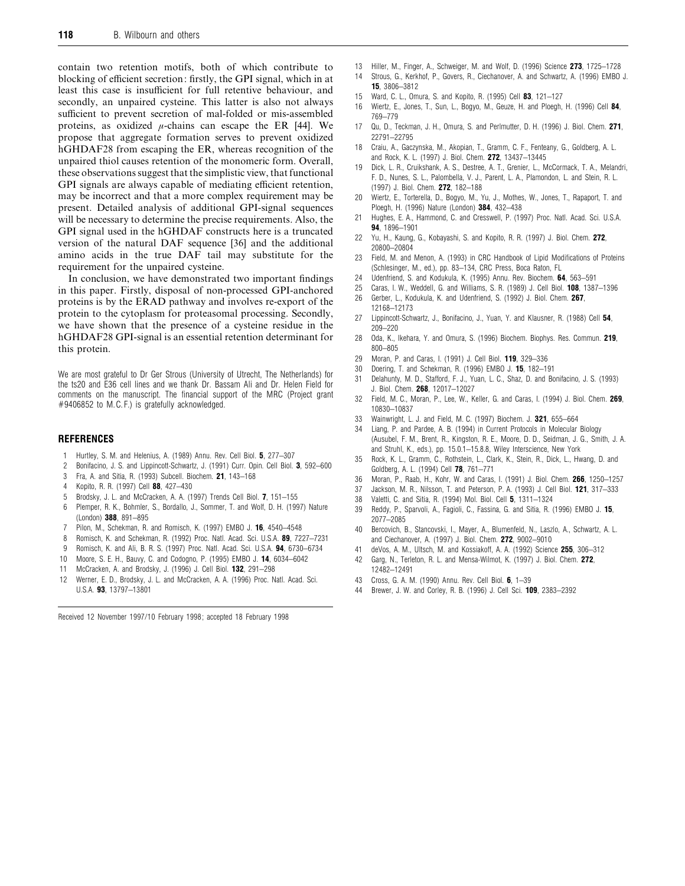contain two retention motifs, both of which contribute to blocking of efficient secretion: firstly, the GPI signal, which in at least this case is insufficient for full retentive behaviour, and secondly, an unpaired cysteine. This latter is also not always sufficient to prevent secretion of mal-folded or mis-assembled proteins, as oxidized $\mu$-chains can escape the ER [44]. We propose that aggregate formation serves to prevent oxidized hGHDAF28 from escaping the ER, whereas recognition of the unpaired thiol causes retention of the monomeric form. Overall, these observations suggest that the simplistic view, that functional GPI signals are always capable of mediating efficient retention, may be incorrect and that a more complex requirement may be present. Detailed analysis of additional GPI-signal sequences will be necessary to determine the precise requirements. Also, the GPI signal used in the hGHDAF constructs here is a truncated version of the natural DAF sequence [36] and the additional amino acids in the true DAF tail may substitute for the requirement for the unpaired cysteine.

In conclusion, we have demonstrated two important findings in this paper. Firstly, disposal of non-processed GPI-anchored proteins is by the ERAD pathway and involves re-export of the protein to the cytoplasm for proteasomal processing. Secondly, we have shown that the presence of a cysteine residue in the hGHDAF28 GPI-signal is an essential retention determinant for this protein.

We are most grateful to Dr Ger Strous (University of Utrecht, The Netherlands) for the ts20 and E36 cell lines and we thank Dr. Bassam Ali and Dr. Helen Field for comments on the manuscript. The financial support of the MRC (Project grant #9406852 to M.C.F.) is gratefully acknowledged.

## REFERENCES

1 Hurtley, S. M. and Helenius, A. (1989) Annu. Rev. Cell Biol. **5**, 277–307
2 Bonifacino, J. S. and Lippincott-Schwartz, J. (1991) Curr. Opin. Cell Biol. **3**, 592–600
3 Fra, A. and Sitia, R. (1993) Subcell. Biochem. **21**, 143–168
4 Kopito, R. R. (1997) Cell **88**, 427–430
5 Brodsky, J. L. and McCracken, A. A. (1997) Trends Cell Biol. **7**, 151–155
6 Plemper, R. K., Bohmler, S., Bordallo, J., Sommer, T. and Wolf, D. H. (1997) Nature (London) **388**, 891–895
7 Pilon, M., Schekman, R. and Romisch, K. (1997) EMBO J. **16**, 4540–4548
8 Romisch, K. and Schekman, R. (1992) Proc. Natl. Acad. Sci. U.S.A. **89**, 7227–7231
9 Romisch, K. and Ali, B. R. S. (1997) Proc. Natl. Acad. Sci. U.S.A. **94**, 6730–6734
10 Moore, S. E. H., Bauvy, C. and Codogno, P. (1995) EMBO J. **14**, 6034–6042
11 McCracken, A. and Brodsky, J. (1996) J. Cell Biol. **132**, 291–298
12 Werner, E. D., Brodsky, J. L. and McCracken, A. A. (1996) Proc. Natl. Acad. Sci. U.S.A. **93**, 13797–13801
13 Hiller, M., Finger, A., Schweiger, M. and Wolf, D. (1996) Science **273**, 1725–1728
14 Strous, G., Kerkhof, P., Govers, R., Ciechanover, A. and Schwartz, A. (1996) EMBO J. **15**, 3806–3812
15 Ward, C. L., Omura, S. and Kopito, R. (1995) Cell **83**, 121–127
16 Wiertz, E., Jones, T., Sun, L., Bogyo, M., Geuze, H. and Ploegh, H. (1996) Cell **84**, 769–779
17 Qu, D., Teckman, J. H., Omura, S. and Perlmutter, D. H. (1996) J. Biol. Chem. **271**, 22791–22795
18 Craiu, A., Gaczynska, M., Akopian, T., Gramm, C. F., Fenteany, G., Goldberg, A. L. and Rock, K. L. (1997) J. Biol. Chem. **272**, 13437–13445
19 Dick, L. R., Cruikshank, A. S., Destree, A. T., Grenier, L., McCormack, T. A., Melandri, F. D., Nunes, S. L., Palombella, V. J., Parent, L. A., Plamondon, L. and Stein, R. L. (1997) J. Biol. Chem. **272**, 182–188
20 Wiertz, E., Torterella, D., Bogyo, M., Yu, J., Mothes, W., Jones, T., Rapaport, T. and Ploegh, H. (1996) Nature (London) **384**, 432–438
21 Hughes, E. A., Hammond, C. and Cresswell, P. (1997) Proc. Natl. Acad. Sci. U.S.A. **94**, 1896–1901
22 Yu, H., Kaung, G., Kobayashi, S. and Kopito, R. R. (1997) J. Biol. Chem. **272**, 20800–20804
23 Field, M. and Menon, A. (1993) in CRC Handbook of Lipid Modifications of Proteins (Schlesinger, M., ed.), pp. 83–134, CRC Press, Boca Raton, FL
24 Udenfriend, S. and Kodukula, K. (1995) Annu. Rev. Biochem. **64**, 563–591
25 Caras, I. W., Weddell, G. and Williams, S. R. (1989) J. Cell Biol. **108**, 1387–1396
26 Gerber, L., Kodukula, K. and Udenfriend, S. (1992) J. Biol. Chem. **267**, 12168–12173
27 Lippincott-Schwartz, J., Bonifacino, J., Yuan, Y. and Klausner, R. (1988) Cell **54**, 209–220
28 Oda, K., Ikehara, Y. and Omura, S. (1996) Biochem. Biophys. Res. Commun. **219**, 800–805
29 Moran, P. and Caras, I. (1991) J. Cell Biol. **119**, 329–336
30 Doering, T. and Schekman, R. (1996) EMBO J. **15**, 182–191
31 Delahunty, M. D., Stafford, F. J., Yuan, L. C., Shaz, D. and Bonifacino, J. S. (1993) J. Biol. Chem. **268**, 12017–12027
32 Field, M. C., Moran, P., Lee, W., Keller, G. and Caras, I. (1994) J. Biol. Chem. **269**, 10830–10837
33 Wainwright, L. J. and Field, M. C. (1997) Biochem. J. **321**, 655–664
34 Liang, P. and Pardee, A. B. (1994) in Current Protocols in Molecular Biology (Ausubel, F. M., Brent, R., Kingston, R. E., Moore, D. D., Seidman, J. G., Smith, J. A. and Struhl, K., eds.), pp. 15.0.1–15.8.8, Wiley Interscience, New York
35 Rock, K. L., Gramm, C., Rothstein, L., Clark, K., Stein, R., Dick, L., Hwang, D. and Goldberg, A. L. (1994) Cell **78**, 761–771
36 Moran, P., Raab, H., Kohr, W. and Caras, I. (1991) J. Biol. Chem. **266**, 1250–1257
37 Jackson, M. R., Nilsson, T. and Peterson, P. A. (1993) J. Cell Biol. **121**, 317–333
38 Valetti, C. and Sitia, R. (1994) Mol. Biol. Cell **5**, 1311–1324
39 Reddy, P., Sparvoli, A., Fagioli, C., Fassina, G. and Sitia, R. (1996) EMBO J. **15**, 2077–2085
40 Bercovich, B., Stancovski, I., Mayer, A., Blumenfeld, N., Laszlo, A., Schwartz, A. L. and Ciechanover, A. (1997) J. Biol. Chem. **272**, 9002–9010
41 deVos, A. M., Ultsch, M. and Kossiakoff, A. A. (1992) Science **255**, 306–312
42 Garg, N., Terleton, R. L. and Mensa-Wilmot, K. (1997) J. Biol. Chem. **272**, 12482–12491
43 Cross, G. A. M. (1990) Annu. Rev. Cell Biol. **6**, 1–39
44 Brewer, J. W. and Corley, R. B. (1996) J. Cell Sci. **109**, 2383–2392

Received 12 November 1997/10 February 1998; accepted 18 February 1998